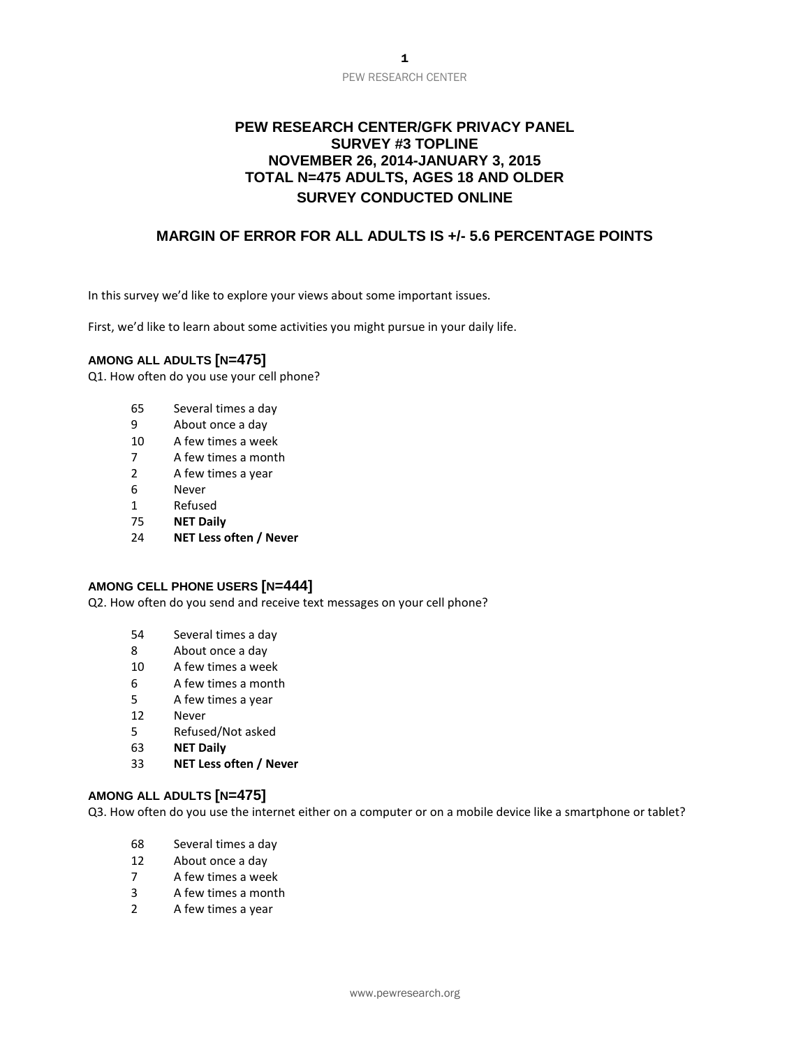# PEW RESEARCH CENTER/GFK PRIVACY PANEL
## SURVEY #3 TOPLINE
## NOVEMBER 26, 2014-JANUARY 3, 2015
## TOTAL N=475 ADULTS, AGES 18 AND OLDER
## SURVEY CONDUCTED ONLINE

## MARGIN OF ERROR FOR ALL ADULTS IS +/- 5.6 PERCENTAGE POINTS

In this survey we'd like to explore your views about some important issues.

First, we'd like to learn about some activities you might pursue in your daily life.

**AMONG ALL ADULTS [N=475]**

Q1. How often do you use your cell phone?

| | |
|---|---|
| 65 | Several times a day |
| 9 | About once a day |
| 10 | A few times a week |
| 7 | A few times a month |
| 2 | A few times a year |
| 6 | Never |
| 1 | Refused |
| 75 | **NET Daily** |
| 24 | **NET Less often / Never** |

**AMONG CELL PHONE USERS [N=444]**

Q2. How often do you send and receive text messages on your cell phone?

| | |
|---|---|
| 54 | Several times a day |
| 8 | About once a day |
| 10 | A few times a week |
| 6 | A few times a month |
| 5 | A few times a year |
| 12 | Never |
| 5 | Refused/Not asked |
| 63 | **NET Daily** |
| 33 | **NET Less often / Never** |

**AMONG ALL ADULTS [N=475]**

Q3. How often do you use the internet either on a computer or on a mobile device like a smartphone or tablet?

| | |
|---|---|
| 68 | Several times a day |
| 12 | About once a day |
| 7 | A few times a week |
| 3 | A few times a month |
| 2 | A few times a year |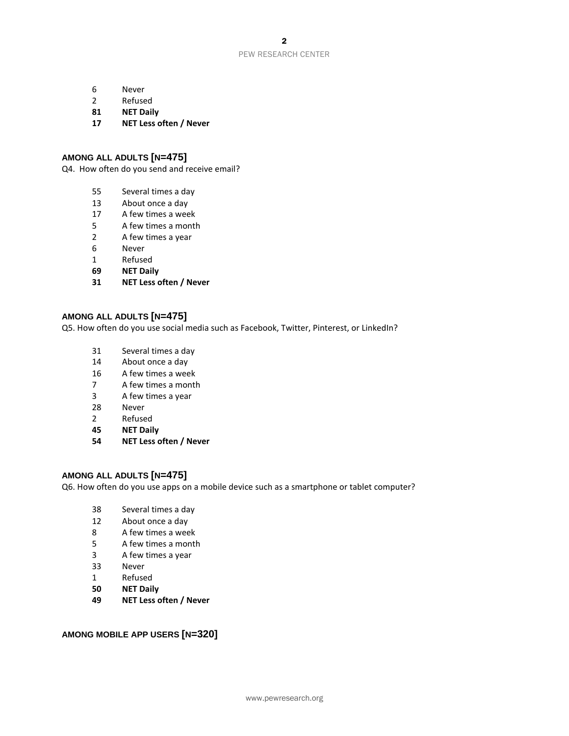6 Never
2 Refused
**81 NET Daily**
**17 NET Less often / Never**

**AMONG ALL ADULTS [N=475]**

Q4. How often do you send and receive email?

55 Several times a day
13 About once a day
17 A few times a week
5 A few times a month
2 A few times a year
6 Never
1 Refused
**69 NET Daily**
**31 NET Less often / Never**

**AMONG ALL ADULTS [N=475]**

Q5. How often do you use social media such as Facebook, Twitter, Pinterest, or LinkedIn?

31 Several times a day
14 About once a day
16 A few times a week
7 A few times a month
3 A few times a year
28 Never
2 Refused
**45 NET Daily**
**54 NET Less often / Never**

**AMONG ALL ADULTS [N=475]**

Q6. How often do you use apps on a mobile device such as a smartphone or tablet computer?

38 Several times a day
12 About once a day
8 A few times a week
5 A few times a month
3 A few times a year
33 Never
1 Refused
**50 NET Daily**
**49 NET Less often / Never**

**AMONG MOBILE APP USERS [N=320]**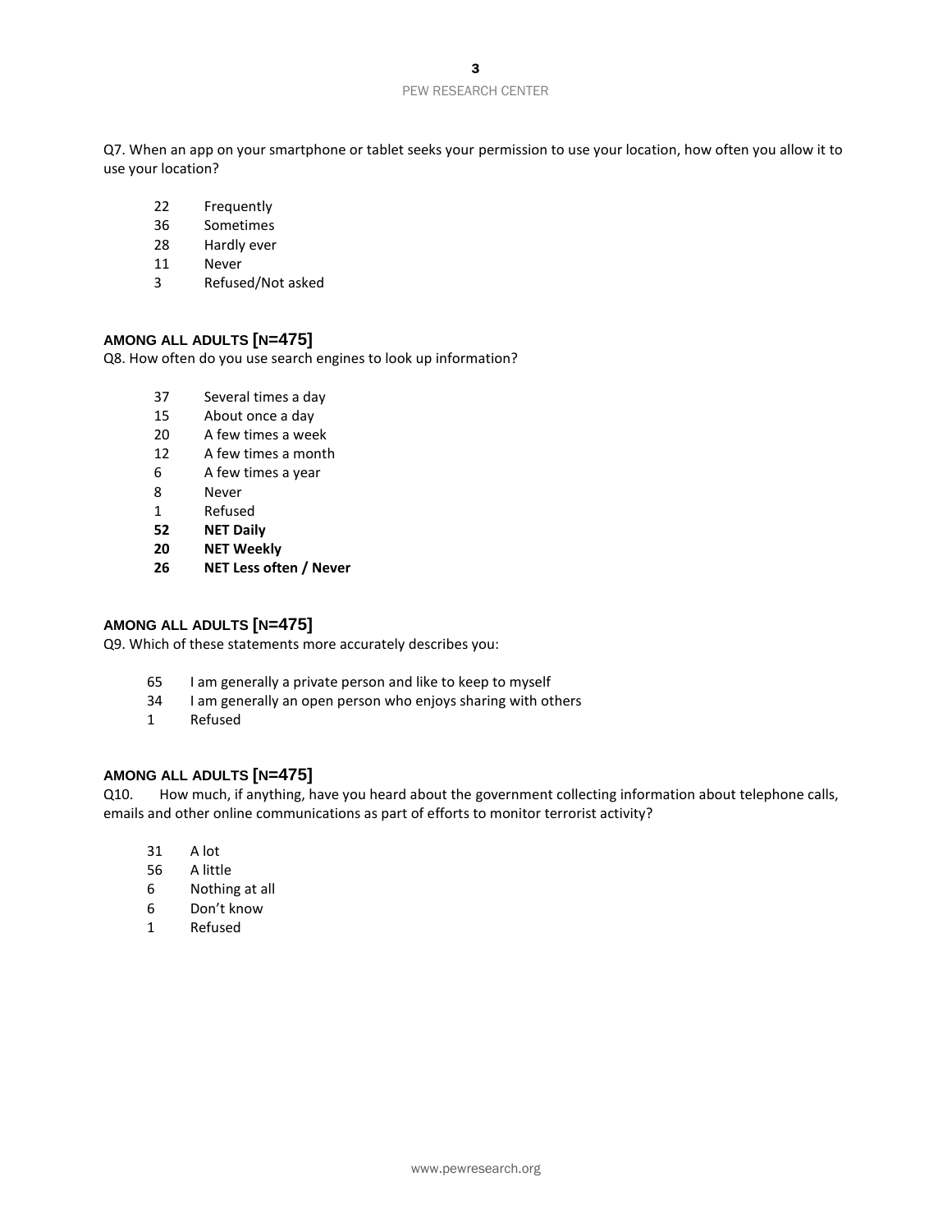Q7. When an app on your smartphone or tablet seeks your permission to use your location, how often you allow it to use your location?

- 22 Frequently
- 36 Sometimes
- 28 Hardly ever
- 11 Never
- 3 Refused/Not asked

**AMONG ALL ADULTS [N=475]**

Q8. How often do you use search engines to look up information?

- 37 Several times a day
- 15 About once a day
- 20 A few times a week
- 12 A few times a month
- 6 A few times a year
- 8 Never
- 1 Refused
- **52 NET Daily**
- **20 NET Weekly**
- **26 NET Less often / Never**

**AMONG ALL ADULTS [N=475]**

Q9. Which of these statements more accurately describes you:

- 65 I am generally a private person and like to keep to myself
- 34 I am generally an open person who enjoys sharing with others
- 1 Refused

**AMONG ALL ADULTS [N=475]**

Q10. How much, if anything, have you heard about the government collecting information about telephone calls, emails and other online communications as part of efforts to monitor terrorist activity?

- 31 A lot
- 56 A little
- 6 Nothing at all
- 6 Don't know
- 1 Refused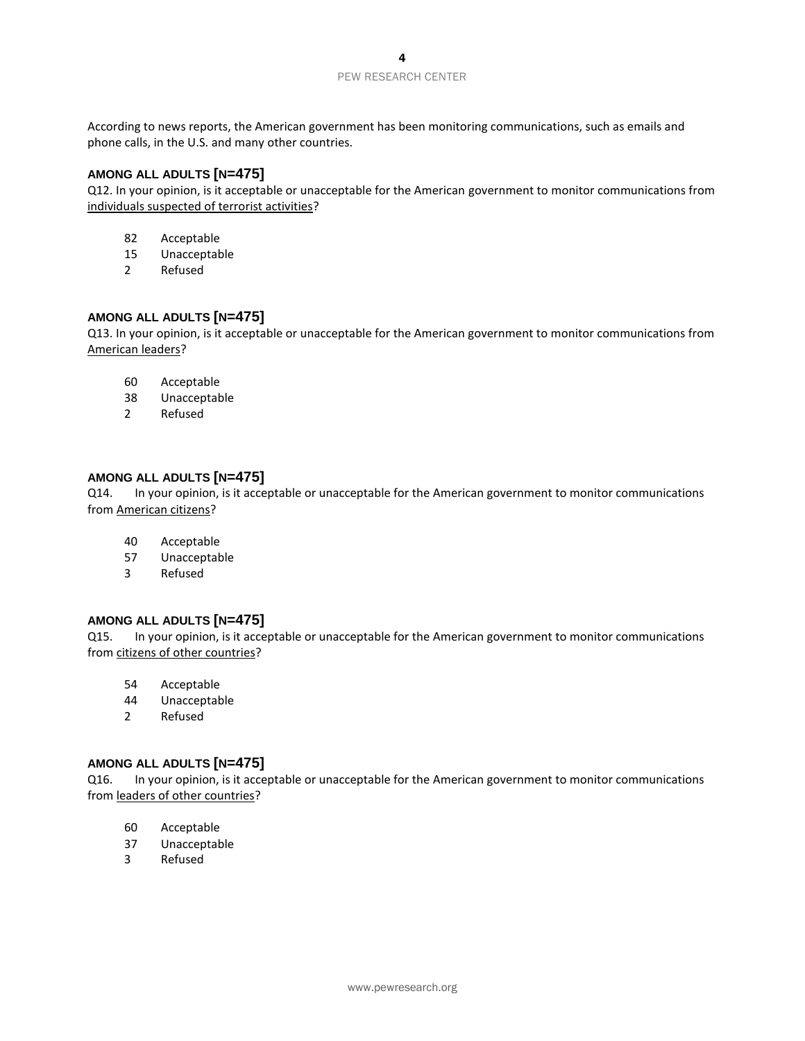According to news reports, the American government has been monitoring communications, such as emails and phone calls, in the U.S. and many other countries.

**AMONG ALL ADULTS [N=475]**

Q12. In your opinion, is it acceptable or unacceptable for the American government to monitor communications from individuals suspected of terrorist activities?

82 Acceptable
15 Unacceptable
2 Refused

**AMONG ALL ADULTS [N=475]**

Q13. In your opinion, is it acceptable or unacceptable for the American government to monitor communications from American leaders?

60 Acceptable
38 Unacceptable
2 Refused

**AMONG ALL ADULTS [N=475]**

Q14. In your opinion, is it acceptable or unacceptable for the American government to monitor communications from American citizens?

40 Acceptable
57 Unacceptable
3 Refused

**AMONG ALL ADULTS [N=475]**

Q15. In your opinion, is it acceptable or unacceptable for the American government to monitor communications from citizens of other countries?

54 Acceptable
44 Unacceptable
2 Refused

**AMONG ALL ADULTS [N=475]**

Q16. In your opinion, is it acceptable or unacceptable for the American government to monitor communications from leaders of other countries?

60 Acceptable
37 Unacceptable
3 Refused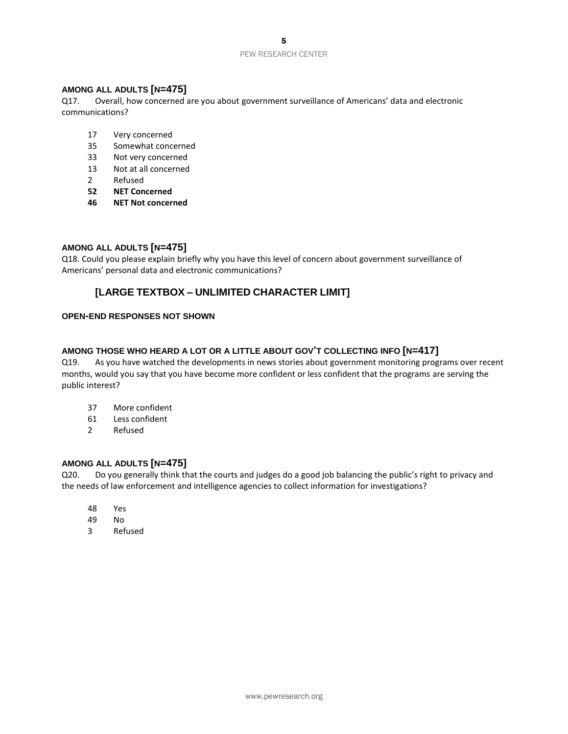**AMONG ALL ADULTS [N=475]**

Q17. Overall, how concerned are you about government surveillance of Americans' data and electronic communications?

17 Very concerned
35 Somewhat concerned
33 Not very concerned
13 Not at all concerned
2 Refused
**52 NET Concerned**
**46 NET Not concerned**

**AMONG ALL ADULTS [N=475]**

Q18. Could you please explain briefly why you have this level of concern about government surveillance of Americans' personal data and electronic communications?

**[LARGE TEXTBOX – UNLIMITED CHARACTER LIMIT]**

**OPEN-END RESPONSES NOT SHOWN**

**AMONG THOSE WHO HEARD A LOT OR A LITTLE ABOUT GOV'T COLLECTING INFO [N=417]**

Q19. As you have watched the developments in news stories about government monitoring programs over recent months, would you say that you have become more confident or less confident that the programs are serving the public interest?

37 More confident
61 Less confident
2 Refused

**AMONG ALL ADULTS [N=475]**

Q20. Do you generally think that the courts and judges do a good job balancing the public's right to privacy and the needs of law enforcement and intelligence agencies to collect information for investigations?

48 Yes
49 No
3 Refused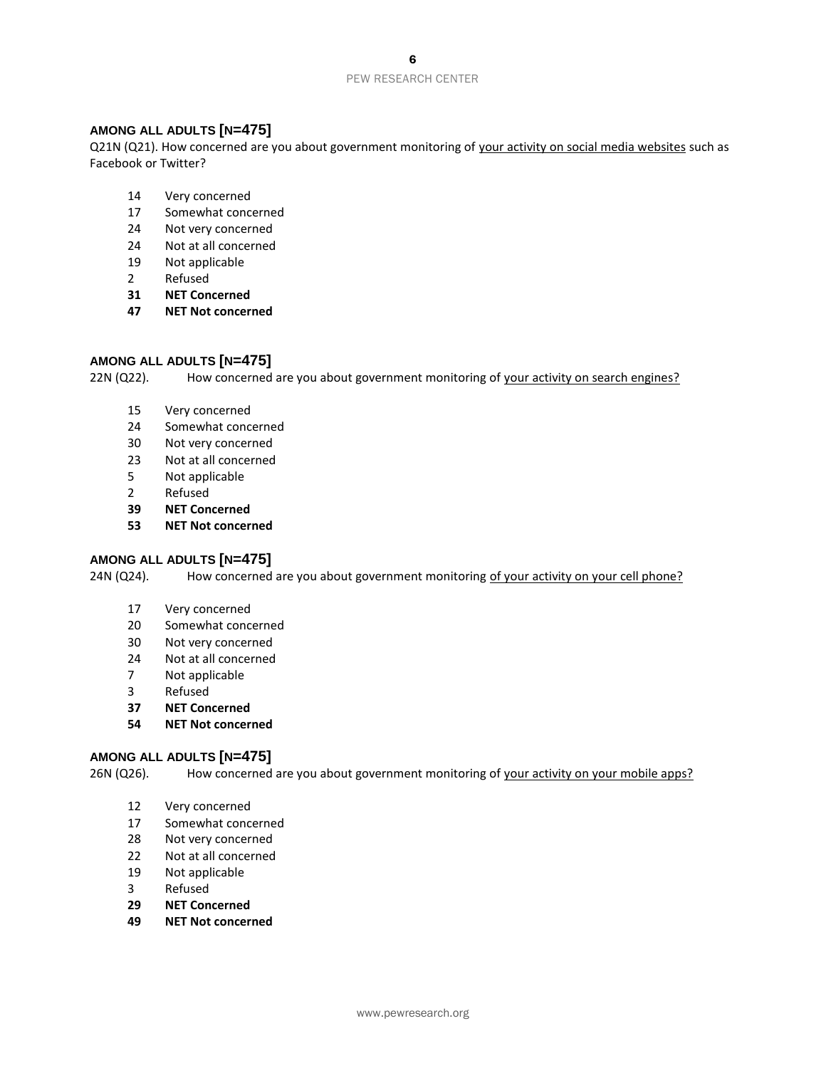**AMONG ALL ADULTS [N=475]**

Q21N (Q21). How concerned are you about government monitoring of your activity on social media websites such as Facebook or Twitter?

| | |
|---|---|
| 14 | Very concerned |
| 17 | Somewhat concerned |
| 24 | Not very concerned |
| 24 | Not at all concerned |
| 19 | Not applicable |
| 2 | Refused |
| **31** | **NET Concerned** |
| **47** | **NET Not concerned** |

**AMONG ALL ADULTS [N=475]**

22N (Q22). How concerned are you about government monitoring of your activity on search engines?

| | |
|---|---|
| 15 | Very concerned |
| 24 | Somewhat concerned |
| 30 | Not very concerned |
| 23 | Not at all concerned |
| 5 | Not applicable |
| 2 | Refused |
| **39** | **NET Concerned** |
| **53** | **NET Not concerned** |

**AMONG ALL ADULTS [N=475]**

24N (Q24). How concerned are you about government monitoring of your activity on your cell phone?

| | |
|---|---|
| 17 | Very concerned |
| 20 | Somewhat concerned |
| 30 | Not very concerned |
| 24 | Not at all concerned |
| 7 | Not applicable |
| 3 | Refused |
| **37** | **NET Concerned** |
| **54** | **NET Not concerned** |

**AMONG ALL ADULTS [N=475]**

26N (Q26). How concerned are you about government monitoring of your activity on your mobile apps?

| | |
|---|---|
| 12 | Very concerned |
| 17 | Somewhat concerned |
| 28 | Not very concerned |
| 22 | Not at all concerned |
| 19 | Not applicable |
| 3 | Refused |
| **29** | **NET Concerned** |
| **49** | **NET Not concerned** |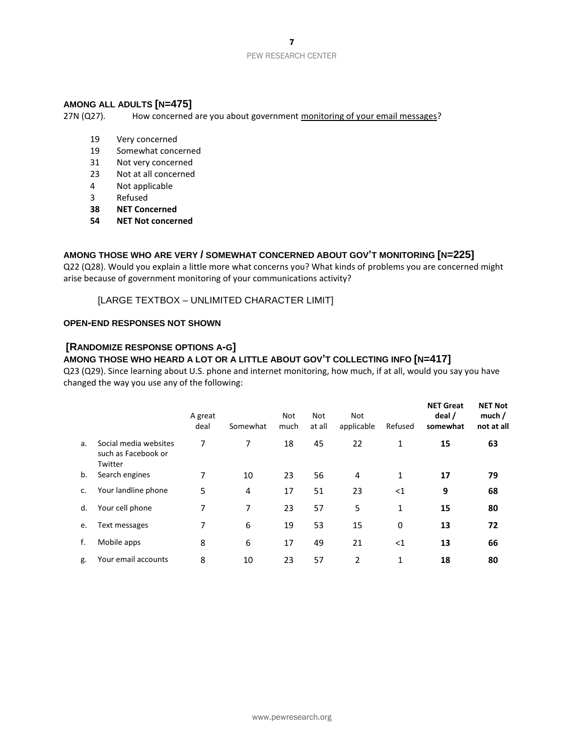**AMONG ALL ADULTS [N=475]**

27N (Q27). How concerned are you about government monitoring of your email messages?

- 19 Very concerned
- 19 Somewhat concerned
- 31 Not very concerned
- 23 Not at all concerned
- 4 Not applicable
- 3 Refused
- **38 NET Concerned**
- **54 NET Not concerned**

**AMONG THOSE WHO ARE VERY / SOMEWHAT CONCERNED ABOUT GOV'T MONITORING [N=225]**

Q22 (Q28). Would you explain a little more what concerns you? What kinds of problems you are concerned might arise because of government monitoring of your communications activity?

[LARGE TEXTBOX – UNLIMITED CHARACTER LIMIT]

**OPEN-END RESPONSES NOT SHOWN**

**[RANDOMIZE RESPONSE OPTIONS A-G]**

**AMONG THOSE WHO HEARD A LOT OR A LITTLE ABOUT GOV'T COLLECTING INFO [N=417]**

Q23 (Q29). Since learning about U.S. phone and internet monitoring, how much, if at all, would you say you have changed the way you use any of the following:

| | | A great deal | Somewhat | Not much | Not at all | Not applicable | Refused | **NET Great deal / somewhat** | **NET Not much / not at all** |
|---|---|---|---|---|---|---|---|---|---|
| a. | Social media websites such as Facebook or Twitter | 7 | 7 | 18 | 45 | 22 | 1 | **15** | **63** |
| b. | Search engines | 7 | 10 | 23 | 56 | 4 | 1 | **17** | **79** |
| c. | Your landline phone | 5 | 4 | 17 | 51 | 23 | <1 | **9** | **68** |
| d. | Your cell phone | 7 | 7 | 23 | 57 | 5 | 1 | **15** | **80** |
| e. | Text messages | 7 | 6 | 19 | 53 | 15 | 0 | **13** | **72** |
| f. | Mobile apps | 8 | 6 | 17 | 49 | 21 | <1 | **13** | **66** |
| g. | Your email accounts | 8 | 10 | 23 | 57 | 2 | 1 | **18** | **80** |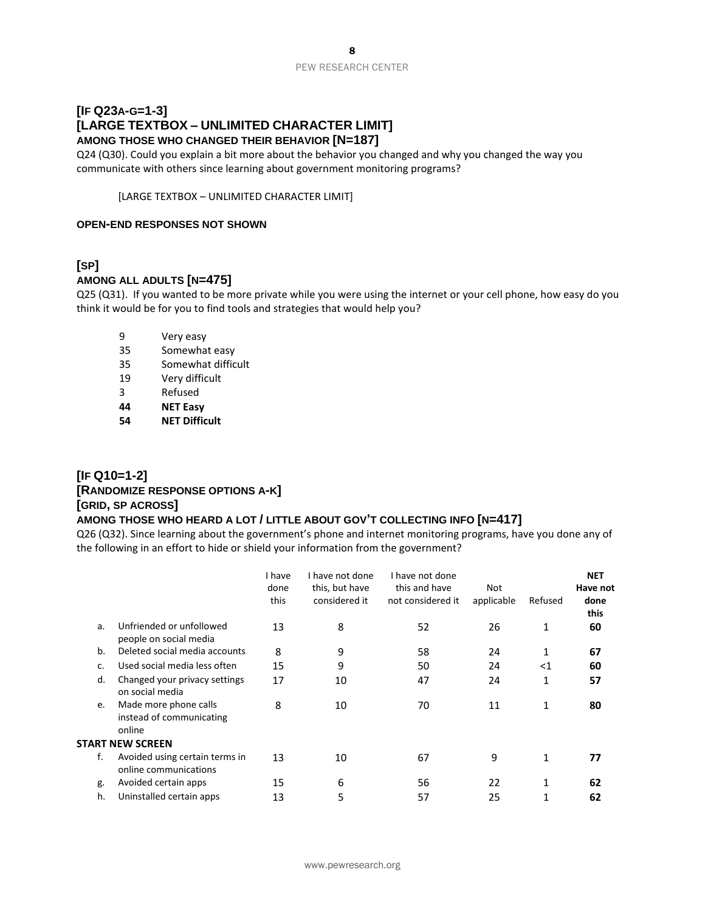**[IF Q23A-G=1-3]**
**[LARGE TEXTBOX – UNLIMITED CHARACTER LIMIT]**
**AMONG THOSE WHO CHANGED THEIR BEHAVIOR [N=187]**

Q24 (Q30). Could you explain a bit more about the behavior you changed and why you changed the way you communicate with others since learning about government monitoring programs?

[LARGE TEXTBOX – UNLIMITED CHARACTER LIMIT]

**OPEN-END RESPONSES NOT SHOWN**

**[SP]**
**AMONG ALL ADULTS [N=475]**

Q25 (Q31). If you wanted to be more private while you were using the internet or your cell phone, how easy do you think it would be for you to find tools and strategies that would help you?

| | |
|---|---|
| 9 | Very easy |
| 35 | Somewhat easy |
| 35 | Somewhat difficult |
| 19 | Very difficult |
| 3 | Refused |
| **44** | **NET Easy** |
| **54** | **NET Difficult** |

**[IF Q10=1-2]**
**[RANDOMIZE RESPONSE OPTIONS A-K]**
**[GRID, SP ACROSS]**
**AMONG THOSE WHO HEARD A LOT / LITTLE ABOUT GOV'T COLLECTING INFO [N=417]**

Q26 (Q32). Since learning about the government's phone and internet monitoring programs, have you done any of the following in an effort to hide or shield your information from the government?

| | | I have done this | I have not done this, but have considered it | I have not done this and have not considered it | Not applicable | Refused | **NET Have not done this** |
|---|---|---|---|---|---|---|---|
| a. | Unfriended or unfollowed people on social media | 13 | 8 | 52 | 26 | 1 | **60** |
| b. | Deleted social media accounts | 8 | 9 | 58 | 24 | 1 | **67** |
| c. | Used social media less often | 15 | 9 | 50 | 24 | <1 | **60** |
| d. | Changed your privacy settings on social media | 17 | 10 | 47 | 24 | 1 | **57** |
| e. | Made more phone calls instead of communicating online | 8 | 10 | 70 | 11 | 1 | **80** |
| **START NEW SCREEN** | | | | | | | |
| f. | Avoided using certain terms in online communications | 13 | 10 | 67 | 9 | 1 | **77** |
| g. | Avoided certain apps | 15 | 6 | 56 | 22 | 1 | **62** |
| h. | Uninstalled certain apps | 13 | 5 | 57 | 25 | 1 | **62** |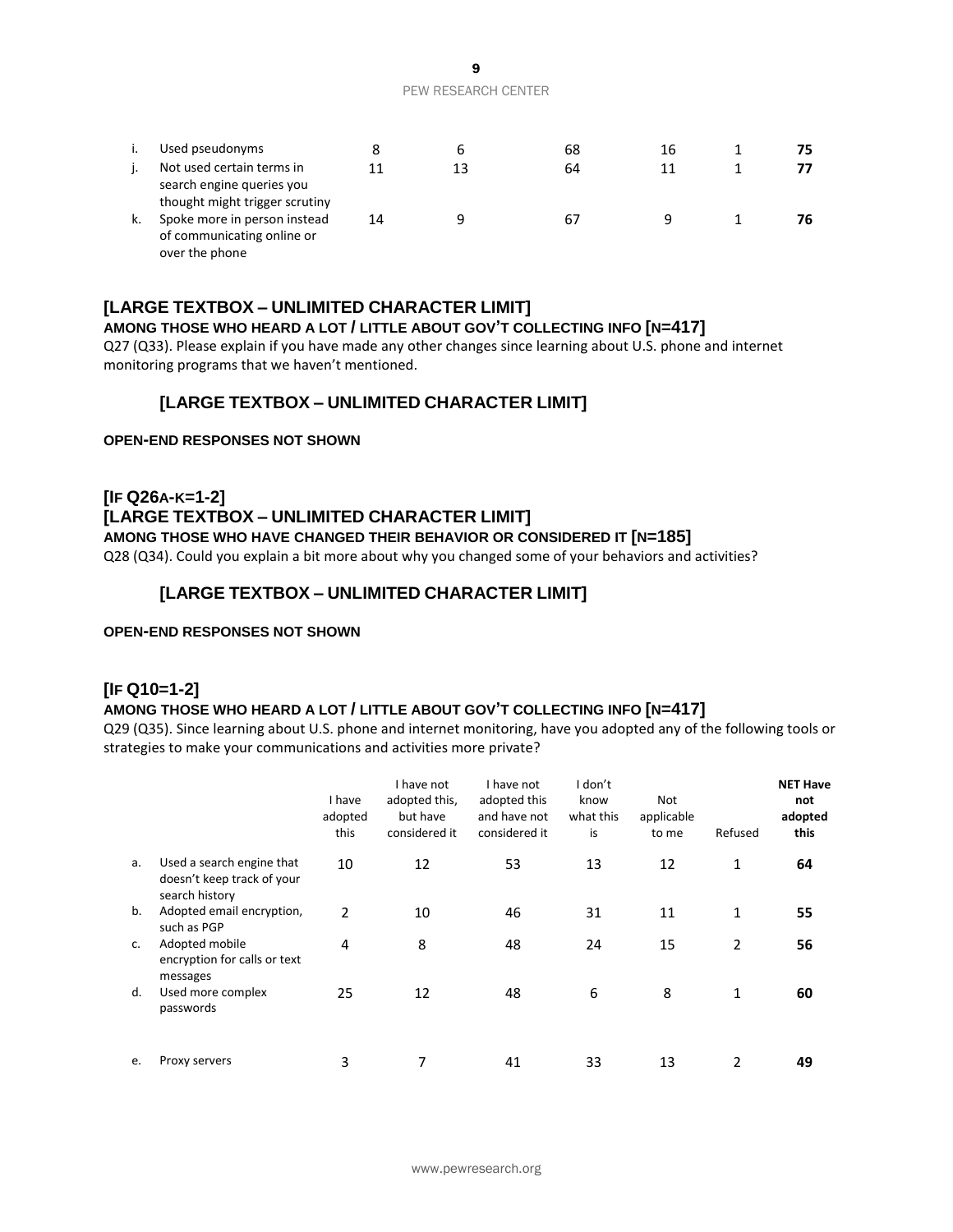| | | | | | | | |
|---|---|---|---|---|---|---|---|
| i. | Used pseudonyms | 8 | 6 | 68 | 16 | 1 | **75** |
| j. | Not used certain terms in search engine queries you thought might trigger scrutiny | 11 | 13 | 64 | 11 | 1 | **77** |
| k. | Spoke more in person instead of communicating online or over the phone | 14 | 9 | 67 | 9 | 1 | **76** |

**[LARGE TEXTBOX – UNLIMITED CHARACTER LIMIT]**

**AMONG THOSE WHO HEARD A LOT / LITTLE ABOUT GOV'T COLLECTING INFO [N=417]**

Q27 (Q33). Please explain if you have made any other changes since learning about U.S. phone and internet monitoring programs that we haven't mentioned.

**[LARGE TEXTBOX – UNLIMITED CHARACTER LIMIT]**

**OPEN-END RESPONSES NOT SHOWN**

**[IF Q26A-K=1-2]**

**[LARGE TEXTBOX – UNLIMITED CHARACTER LIMIT]**

**AMONG THOSE WHO HAVE CHANGED THEIR BEHAVIOR OR CONSIDERED IT [N=185]**

Q28 (Q34). Could you explain a bit more about why you changed some of your behaviors and activities?

**[LARGE TEXTBOX – UNLIMITED CHARACTER LIMIT]**

**OPEN-END RESPONSES NOT SHOWN**

**[IF Q10=1-2]**

**AMONG THOSE WHO HEARD A LOT / LITTLE ABOUT GOV'T COLLECTING INFO [N=417]**

Q29 (Q35). Since learning about U.S. phone and internet monitoring, have you adopted any of the following tools or strategies to make your communications and activities more private?

| | | I have adopted this | I have not adopted this, but have considered it | I have not adopted this and have not considered it | I don't know what this is | Not applicable to me | Refused | **NET Have not adopted this** |
|---|---|---|---|---|---|---|---|---|
| a. | Used a search engine that doesn't keep track of your search history | 10 | 12 | 53 | 13 | 12 | 1 | **64** |
| b. | Adopted email encryption, such as PGP | 2 | 10 | 46 | 31 | 11 | 1 | **55** |
| c. | Adopted mobile encryption for calls or text messages | 4 | 8 | 48 | 24 | 15 | 2 | **56** |
| d. | Used more complex passwords | 25 | 12 | 48 | 6 | 8 | 1 | **60** |
| e. | Proxy servers | 3 | 7 | 41 | 33 | 13 | 2 | **49** |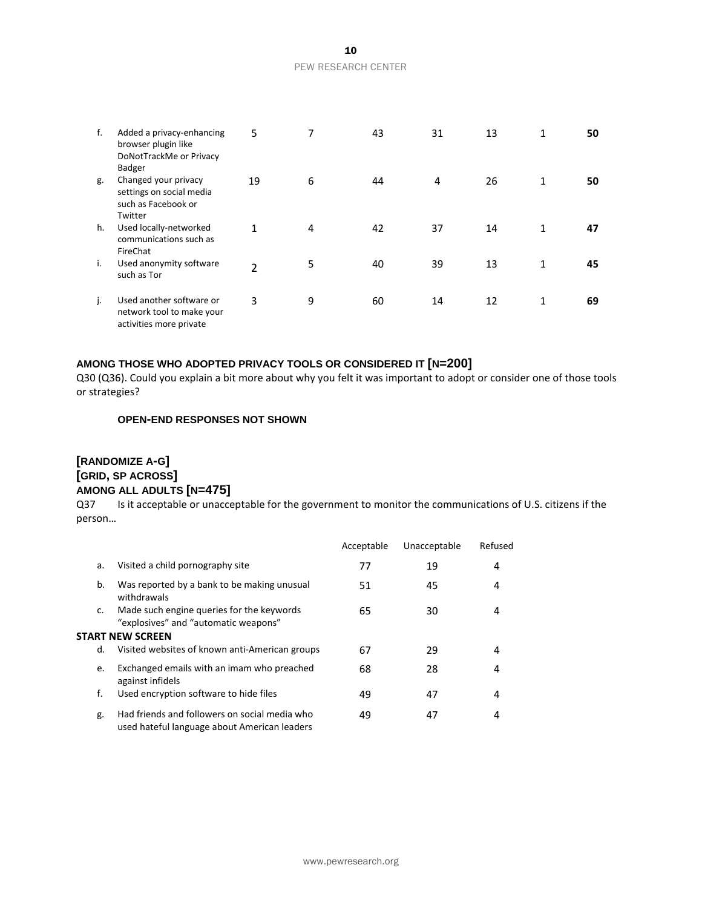| | | | | | | | | |
|---|---|---|---|---|---|---|---|---|
| f. | Added a privacy-enhancing browser plugin like DoNotTrackMe or Privacy Badger | 5 | 7 | 43 | 31 | 13 | 1 | **50** |
| g. | Changed your privacy settings on social media such as Facebook or Twitter | 19 | 6 | 44 | 4 | 26 | 1 | **50** |
| h. | Used locally-networked communications such as FireChat | 1 | 4 | 42 | 37 | 14 | 1 | **47** |
| i. | Used anonymity software such as Tor | 2 | 5 | 40 | 39 | 13 | 1 | **45** |
| j. | Used another software or network tool to make your activities more private | 3 | 9 | 60 | 14 | 12 | 1 | **69** |

**AMONG THOSE WHO ADOPTED PRIVACY TOOLS OR CONSIDERED IT [N=200]**

Q30 (Q36). Could you explain a bit more about why you felt it was important to adopt or consider one of those tools or strategies?

**OPEN-END RESPONSES NOT SHOWN**

**[RANDOMIZE A-G]**
**[GRID, SP ACROSS]**
**AMONG ALL ADULTS [N=475]**

Q37 Is it acceptable or unacceptable for the government to monitor the communications of U.S. citizens if the person…

| | | Acceptable | Unacceptable | Refused |
|---|---|---|---|---|
| a. | Visited a child pornography site | 77 | 19 | 4 |
| b. | Was reported by a bank to be making unusual withdrawals | 51 | 45 | 4 |
| c. | Made such engine queries for the keywords "explosives" and "automatic weapons" | 65 | 30 | 4 |
| **START NEW SCREEN** | | | | |
| d. | Visited websites of known anti-American groups | 67 | 29 | 4 |
| e. | Exchanged emails with an imam who preached against infidels | 68 | 28 | 4 |
| f. | Used encryption software to hide files | 49 | 47 | 4 |
| g. | Had friends and followers on social media who used hateful language about American leaders | 49 | 47 | 4 |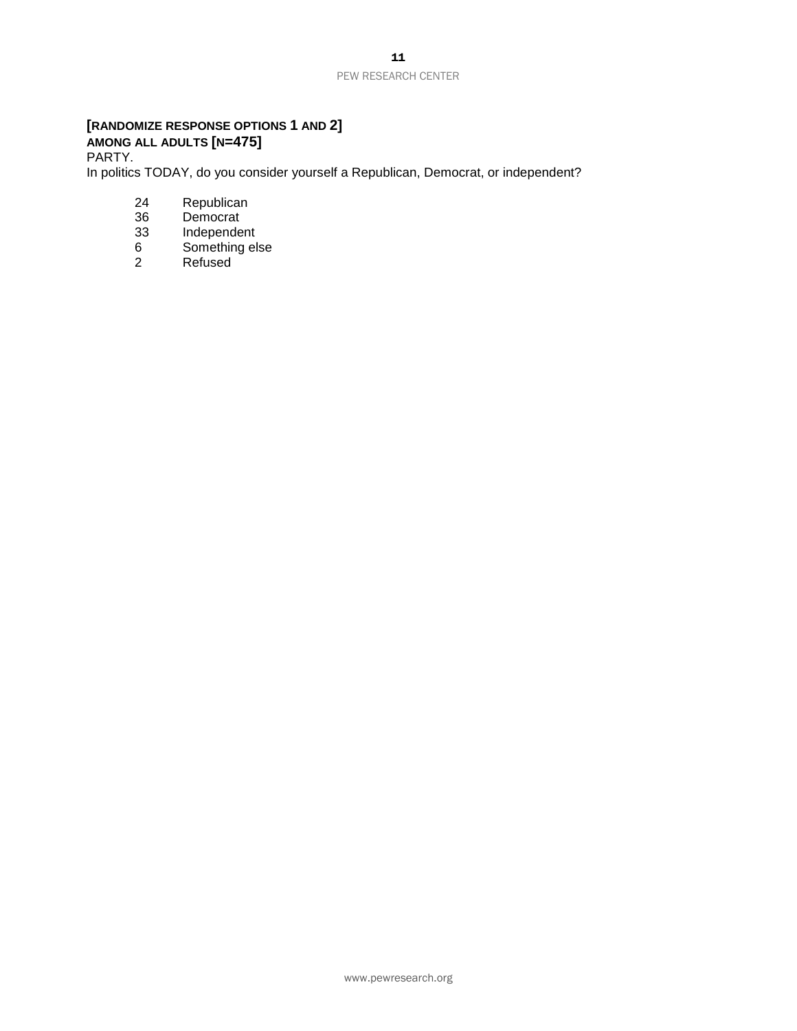**[RANDOMIZE RESPONSE OPTIONS 1 AND 2]**
**AMONG ALL ADULTS [N=475]**
PARTY.
In politics TODAY, do you consider yourself a Republican, Democrat, or independent?

| | |
|---|---|
| 24 | Republican |
| 36 | Democrat |
| 33 | Independent |
| 6 | Something else |
| 2 | Refused |